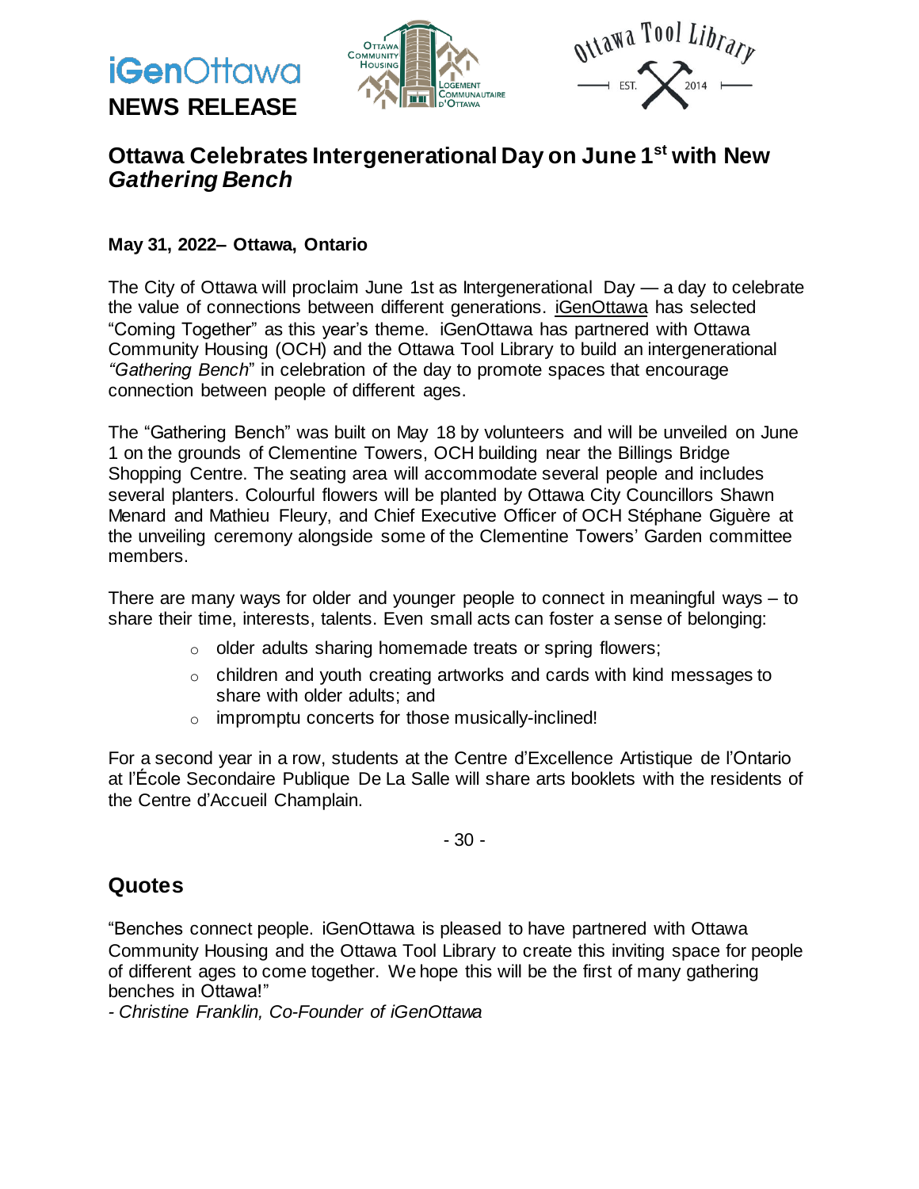iGenOttawa

**NEWS RELEASE**

# Ottawa Celebrates Intergenerational Day on June 1st with New *Gathering Bench*

**May 31, 2022– Ottawa, Ontario**

The City of Ottawa will proclaim June 1st as Intergenerational Day — a day to celebrate the value of connections between different generations. iGenOttawa has selected “Coming Together” as this year’s theme. iGenOttawa has partnered with Ottawa Community Housing (OCH) and the Ottawa Tool Library to build an intergenerational *“Gathering Bench*” in celebration of the day to promote spaces that encourage connection between people of different ages.

The “Gathering Bench” was built on May 18 by volunteers and will be unveiled on June 1 on the grounds of Clementine Towers, OCH building near the Billings Bridge Shopping Centre. The seating area will accommodate several people and includes several planters. Colourful flowers will be planted by Ottawa City Councillors Shawn Menard and Mathieu Fleury, and Chief Executive Officer of OCH Stéphane Giguère at the unveiling ceremony alongside some of the Clementine Towers’ Garden committee members.

There are many ways for older and younger people to connect in meaningful ways – to share their time, interests, talents. Even small acts can foster a sense of belonging:

- older adults sharing homemade treats or spring flowers;
- children and youth creating artworks and cards with kind messages to share with older adults; and
- impromptu concerts for those musically-inclined!

For a second year in a row, students at the Centre d’Excellence Artistique de l’Ontario at l’École Secondaire Publique De La Salle will share arts booklets with the residents of the Centre d’Accueil Champlain.

- 30 -

## Quotes

“Benches connect people. iGenOttawa is pleased to have partnered with Ottawa Community Housing and the Ottawa Tool Library to create this inviting space for people of different ages to come together. We hope this will be the first of many gathering benches in Ottawa!”

*- Christine Franklin, Co-Founder of iGenOttawa*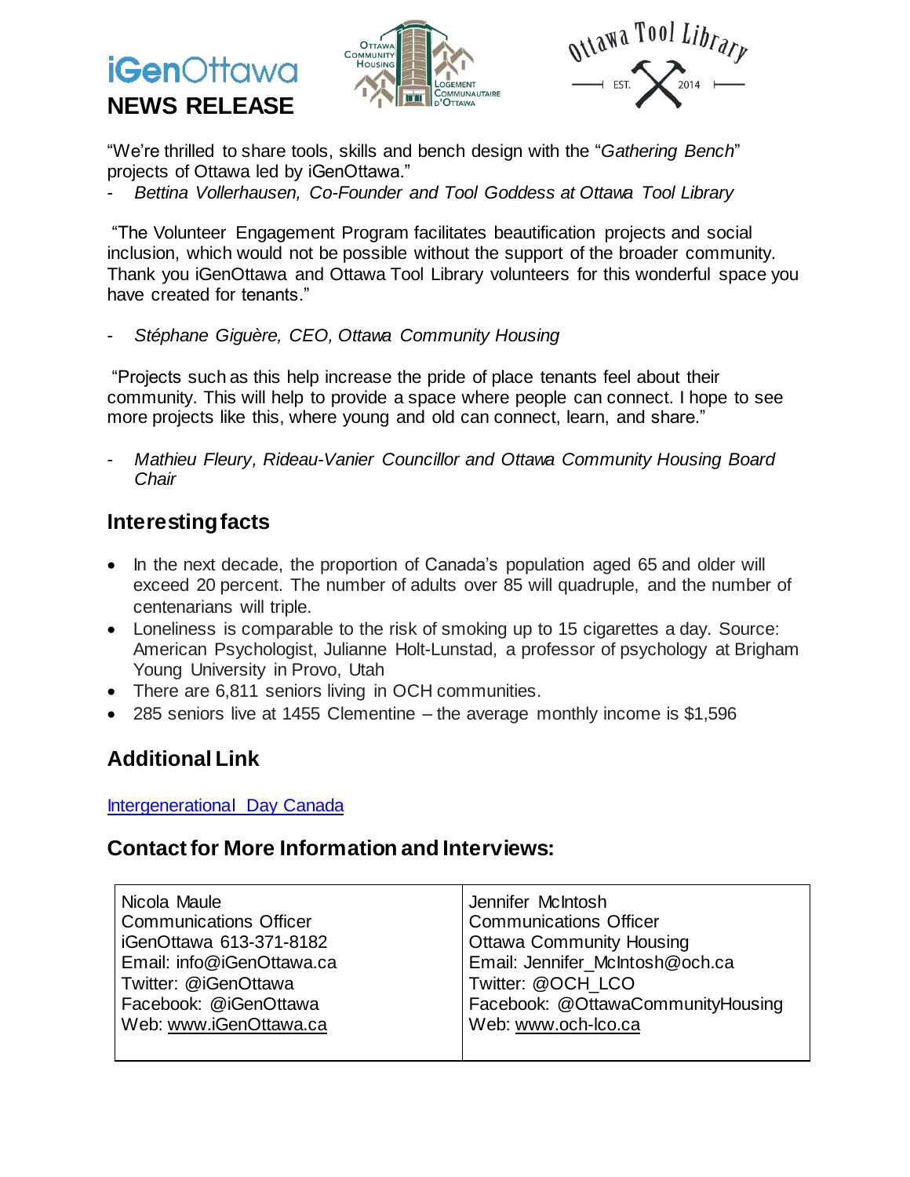iGenOttawa

**NEWS RELEASE**

"We're thrilled to share tools, skills and bench design with the "*Gathering Bench*" projects of Ottawa led by iGenOttawa."

- *Bettina Vollerhausen, Co-Founder and Tool Goddess at Ottawa Tool Library*

"The Volunteer Engagement Program facilitates beautification projects and social inclusion, which would not be possible without the support of the broader community. Thank you iGenOttawa and Ottawa Tool Library volunteers for this wonderful space you have created for tenants."

- *Stéphane Giguère, CEO, Ottawa Community Housing*

"Projects such as this help increase the pride of place tenants feel about their community. This will help to provide a space where people can connect. I hope to see more projects like this, where young and old can connect, learn, and share."

- *Mathieu Fleury, Rideau-Vanier Councillor and Ottawa Community Housing Board Chair*

## Interesting facts

- In the next decade, the proportion of Canada's population aged 65 and older will exceed 20 percent. The number of adults over 85 will quadruple, and the number of centenarians will triple.
- Loneliness is comparable to the risk of smoking up to 15 cigarettes a day. Source: American Psychologist, Julianne Holt-Lunstad, a professor of psychology at Brigham Young University in Provo, Utah
- There are 6,811 seniors living in OCH communities.
- 285 seniors live at 1455 Clementine – the average monthly income is $1,596

## Additional Link

Intergenerational Day Canada

## Contact for More Information and Interviews:

| | |
|---|---|
| Nicola Maule<br>Communications Officer<br>iGenOttawa 613-371-8182<br>Email: info@iGenOttawa.ca<br>Twitter: @iGenOttawa<br>Facebook: @iGenOttawa<br>Web: www.iGenOttawa.ca | Jennifer McIntosh<br>Communications Officer<br>Ottawa Community Housing<br>Email: Jennifer_McIntosh@och.ca<br>Twitter: @OCH_LCO<br>Facebook: @OttawaCommunityHousing<br>Web: www.och-lco.ca |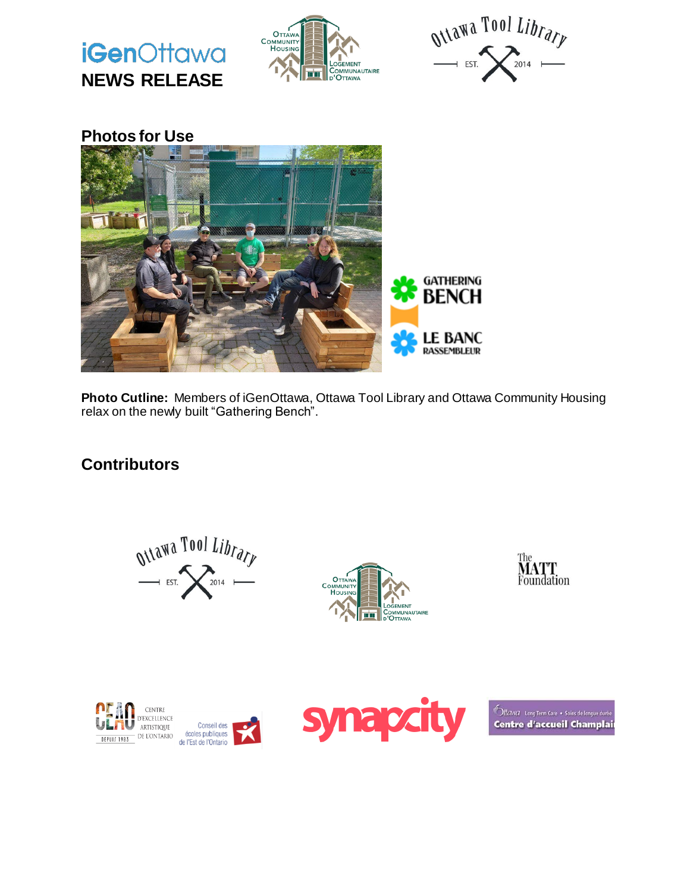iGenOttawa

**NEWS RELEASE**

## Photos for Use

GATHERING BENCH

LE BANC RASSEMBLEUR

**Photo Cutline:** Members of iGenOttawa, Ottawa Tool Library and Ottawa Community Housing relax on the newly built "Gathering Bench".

## Contributors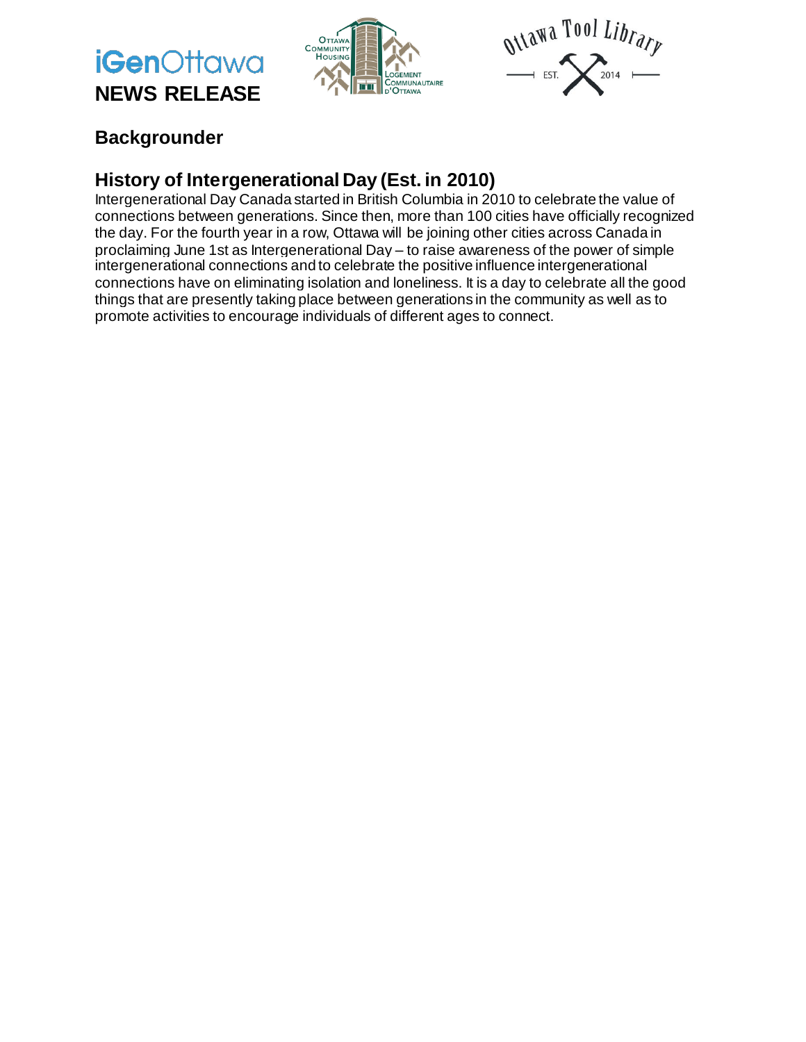iGenOttawa

**NEWS RELEASE**

## Backgrounder

## History of Intergenerational Day (Est. in 2010)

Intergenerational Day Canada started in British Columbia in 2010 to celebrate the value of connections between generations. Since then, more than 100 cities have officially recognized the day. For the fourth year in a row, Ottawa will be joining other cities across Canada in proclaiming June 1st as Intergenerational Day – to raise awareness of the power of simple intergenerational connections and to celebrate the positive influence intergenerational connections have on eliminating isolation and loneliness. It is a day to celebrate all the good things that are presently taking place between generations in the community as well as to promote activities to encourage individuals of different ages to connect.